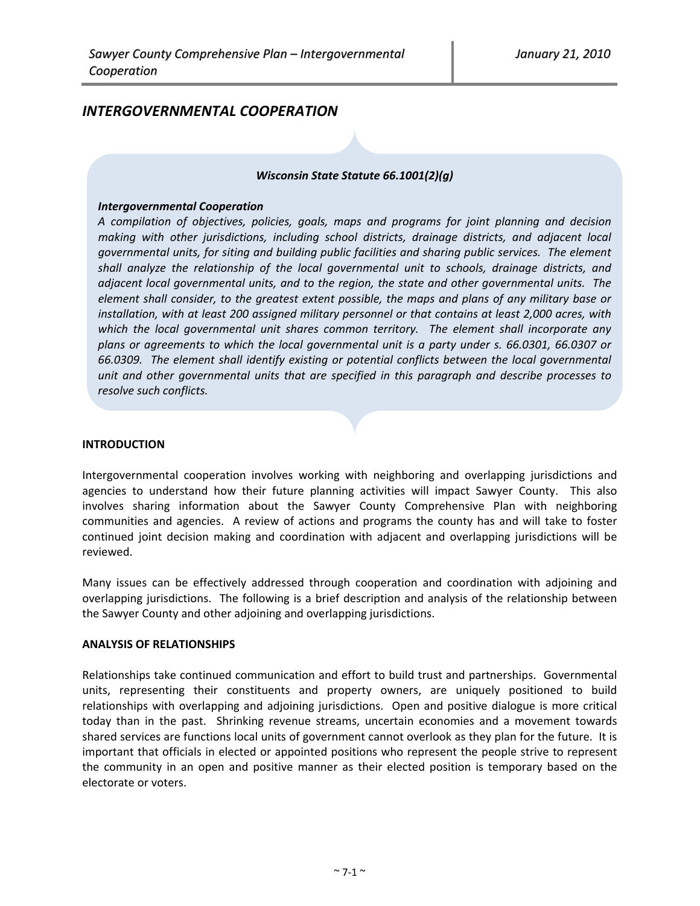# INTERGOVERNMENTAL COOPERATION

***Wisconsin State Statute 66.1001(2)(g)***

***Intergovernmental Cooperation***

*A compilation of objectives, policies, goals, maps and programs for joint planning and decision making with other jurisdictions, including school districts, drainage districts, and adjacent local governmental units, for siting and building public facilities and sharing public services. The element shall analyze the relationship of the local governmental unit to schools, drainage districts, and adjacent local governmental units, and to the region, the state and other governmental units. The element shall consider, to the greatest extent possible, the maps and plans of any military base or installation, with at least 200 assigned military personnel or that contains at least 2,000 acres, with which the local governmental unit shares common territory. The element shall incorporate any plans or agreements to which the local governmental unit is a party under s. 66.0301, 66.0307 or 66.0309. The element shall identify existing or potential conflicts between the local governmental unit and other governmental units that are specified in this paragraph and describe processes to resolve such conflicts.*

## INTRODUCTION

Intergovernmental cooperation involves working with neighboring and overlapping jurisdictions and agencies to understand how their future planning activities will impact Sawyer County. This also involves sharing information about the Sawyer County Comprehensive Plan with neighboring communities and agencies. A review of actions and programs the county has and will take to foster continued joint decision making and coordination with adjacent and overlapping jurisdictions will be reviewed.

Many issues can be effectively addressed through cooperation and coordination with adjoining and overlapping jurisdictions. The following is a brief description and analysis of the relationship between the Sawyer County and other adjoining and overlapping jurisdictions.

## ANALYSIS OF RELATIONSHIPS

Relationships take continued communication and effort to build trust and partnerships. Governmental units, representing their constituents and property owners, are uniquely positioned to build relationships with overlapping and adjoining jurisdictions. Open and positive dialogue is more critical today than in the past. Shrinking revenue streams, uncertain economies and a movement towards shared services are functions local units of government cannot overlook as they plan for the future. It is important that officials in elected or appointed positions who represent the people strive to represent the community in an open and positive manner as their elected position is temporary based on the electorate or voters.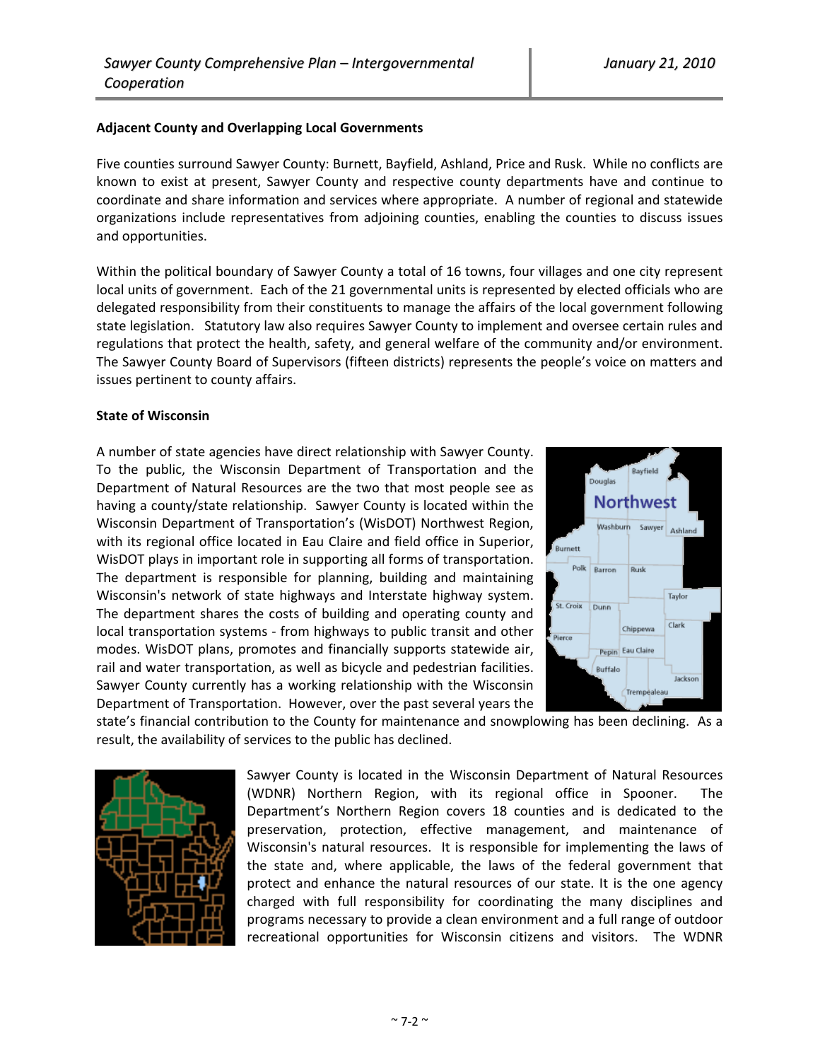**Adjacent County and Overlapping Local Governments**

Five counties surround Sawyer County: Burnett, Bayfield, Ashland, Price and Rusk. While no conflicts are known to exist at present, Sawyer County and respective county departments have and continue to coordinate and share information and services where appropriate. A number of regional and statewide organizations include representatives from adjoining counties, enabling the counties to discuss issues and opportunities.

Within the political boundary of Sawyer County a total of 16 towns, four villages and one city represent local units of government. Each of the 21 governmental units is represented by elected officials who are delegated responsibility from their constituents to manage the affairs of the local government following state legislation. Statutory law also requires Sawyer County to implement and oversee certain rules and regulations that protect the health, safety, and general welfare of the community and/or environment. The Sawyer County Board of Supervisors (fifteen districts) represents the people's voice on matters and issues pertinent to county affairs.

**State of Wisconsin**

A number of state agencies have direct relationship with Sawyer County. To the public, the Wisconsin Department of Transportation and the Department of Natural Resources are the two that most people see as having a county/state relationship. Sawyer County is located within the Wisconsin Department of Transportation's (WisDOT) Northwest Region, with its regional office located in Eau Claire and field office in Superior, WisDOT plays in important role in supporting all forms of transportation. The department is responsible for planning, building and maintaining Wisconsin's network of state highways and Interstate highway system. The department shares the costs of building and operating county and local transportation systems - from highways to public transit and other modes. WisDOT plans, promotes and financially supports statewide air, rail and water transportation, as well as bicycle and pedestrian facilities. Sawyer County currently has a working relationship with the Wisconsin Department of Transportation. However, over the past several years the state's financial contribution to the County for maintenance and snowplowing has been declining. As a result, the availability of services to the public has declined.

Sawyer County is located in the Wisconsin Department of Natural Resources (WDNR) Northern Region, with its regional office in Spooner. The Department's Northern Region covers 18 counties and is dedicated to the preservation, protection, effective management, and maintenance of Wisconsin's natural resources. It is responsible for implementing the laws of the state and, where applicable, the laws of the federal government that protect and enhance the natural resources of our state. It is the one agency charged with full responsibility for coordinating the many disciplines and programs necessary to provide a clean environment and a full range of outdoor recreational opportunities for Wisconsin citizens and visitors. The WDNR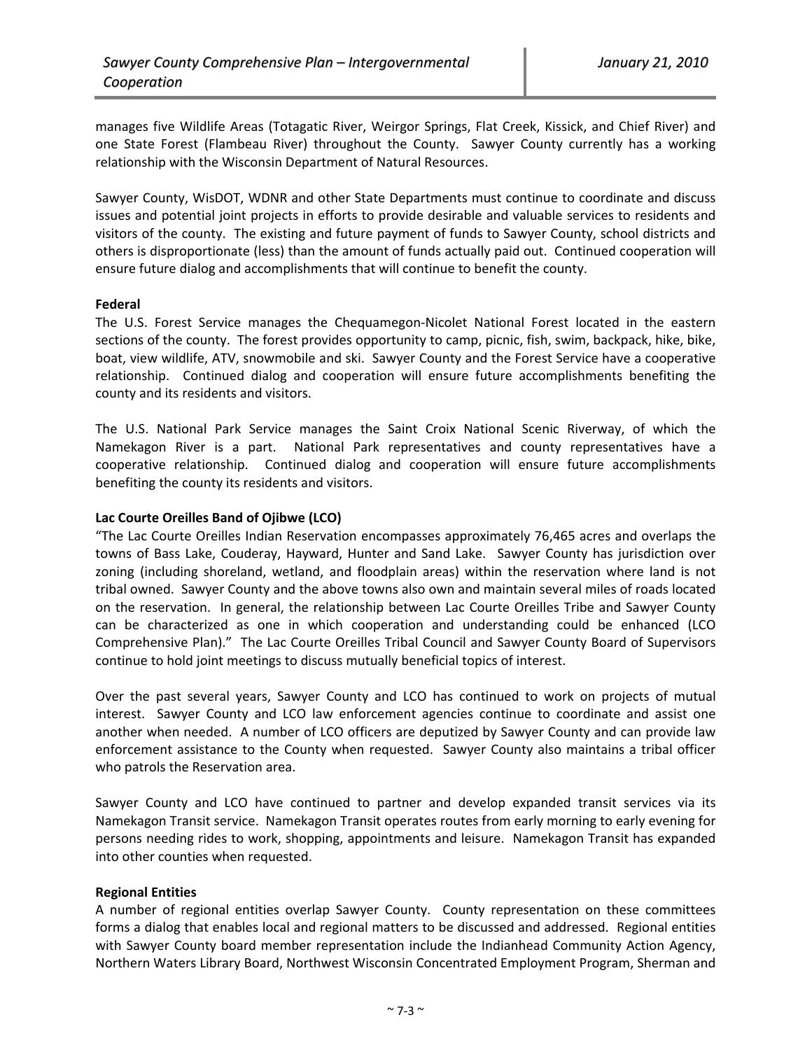manages five Wildlife Areas (Totagatic River, Weirgor Springs, Flat Creek, Kissick, and Chief River) and one State Forest (Flambeau River) throughout the County. Sawyer County currently has a working relationship with the Wisconsin Department of Natural Resources.

Sawyer County, WisDOT, WDNR and other State Departments must continue to coordinate and discuss issues and potential joint projects in efforts to provide desirable and valuable services to residents and visitors of the county. The existing and future payment of funds to Sawyer County, school districts and others is disproportionate (less) than the amount of funds actually paid out. Continued cooperation will ensure future dialog and accomplishments that will continue to benefit the county.

**Federal**

The U.S. Forest Service manages the Chequamegon-Nicolet National Forest located in the eastern sections of the county. The forest provides opportunity to camp, picnic, fish, swim, backpack, hike, bike, boat, view wildlife, ATV, snowmobile and ski. Sawyer County and the Forest Service have a cooperative relationship. Continued dialog and cooperation will ensure future accomplishments benefiting the county and its residents and visitors.

The U.S. National Park Service manages the Saint Croix National Scenic Riverway, of which the Namekagon River is a part. National Park representatives and county representatives have a cooperative relationship. Continued dialog and cooperation will ensure future accomplishments benefiting the county its residents and visitors.

**Lac Courte Oreilles Band of Ojibwe (LCO)**

"The Lac Courte Oreilles Indian Reservation encompasses approximately 76,465 acres and overlaps the towns of Bass Lake, Couderay, Hayward, Hunter and Sand Lake. Sawyer County has jurisdiction over zoning (including shoreland, wetland, and floodplain areas) within the reservation where land is not tribal owned. Sawyer County and the above towns also own and maintain several miles of roads located on the reservation. In general, the relationship between Lac Courte Oreilles Tribe and Sawyer County can be characterized as one in which cooperation and understanding could be enhanced (LCO Comprehensive Plan)." The Lac Courte Oreilles Tribal Council and Sawyer County Board of Supervisors continue to hold joint meetings to discuss mutually beneficial topics of interest.

Over the past several years, Sawyer County and LCO has continued to work on projects of mutual interest. Sawyer County and LCO law enforcement agencies continue to coordinate and assist one another when needed. A number of LCO officers are deputized by Sawyer County and can provide law enforcement assistance to the County when requested. Sawyer County also maintains a tribal officer who patrols the Reservation area.

Sawyer County and LCO have continued to partner and develop expanded transit services via its Namekagon Transit service. Namekagon Transit operates routes from early morning to early evening for persons needing rides to work, shopping, appointments and leisure. Namekagon Transit has expanded into other counties when requested.

**Regional Entities**

A number of regional entities overlap Sawyer County. County representation on these committees forms a dialog that enables local and regional matters to be discussed and addressed. Regional entities with Sawyer County board member representation include the Indianhead Community Action Agency, Northern Waters Library Board, Northwest Wisconsin Concentrated Employment Program, Sherman and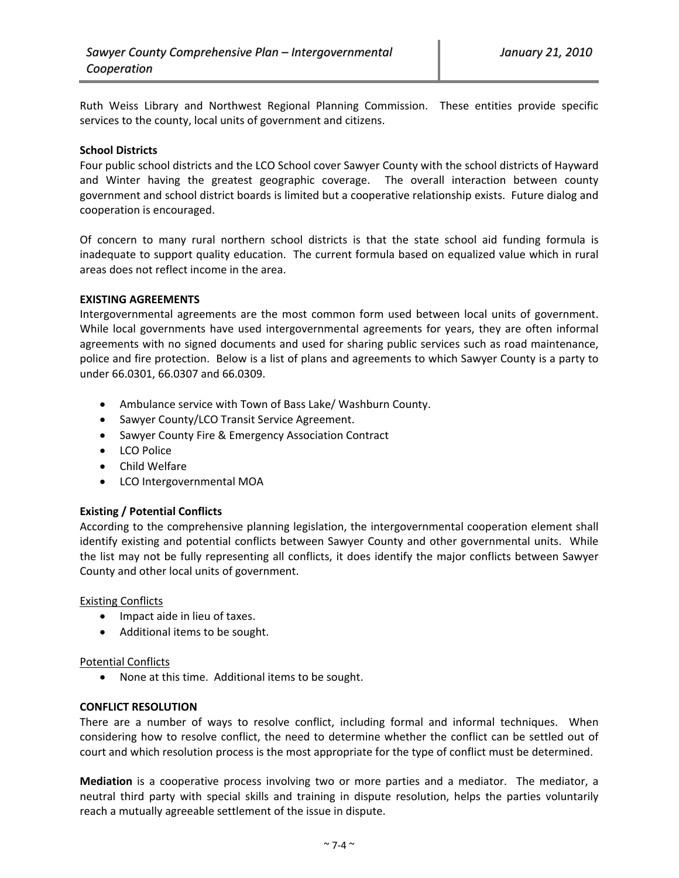Ruth Weiss Library and Northwest Regional Planning Commission. These entities provide specific services to the county, local units of government and citizens.

**School Districts**

Four public school districts and the LCO School cover Sawyer County with the school districts of Hayward and Winter having the greatest geographic coverage. The overall interaction between county government and school district boards is limited but a cooperative relationship exists. Future dialog and cooperation is encouraged.

Of concern to many rural northern school districts is that the state school aid funding formula is inadequate to support quality education. The current formula based on equalized value which in rural areas does not reflect income in the area.

## EXISTING AGREEMENTS

Intergovernmental agreements are the most common form used between local units of government. While local governments have used intergovernmental agreements for years, they are often informal agreements with no signed documents and used for sharing public services such as road maintenance, police and fire protection. Below is a list of plans and agreements to which Sawyer County is a party to under 66.0301, 66.0307 and 66.0309.

- Ambulance service with Town of Bass Lake/ Washburn County.
- Sawyer County/LCO Transit Service Agreement.
- Sawyer County Fire & Emergency Association Contract
- LCO Police
- Child Welfare
- LCO Intergovernmental MOA

**Existing / Potential Conflicts**

According to the comprehensive planning legislation, the intergovernmental cooperation element shall identify existing and potential conflicts between Sawyer County and other governmental units. While the list may not be fully representing all conflicts, it does identify the major conflicts between Sawyer County and other local units of government.

Existing Conflicts

- Impact aide in lieu of taxes.
- Additional items to be sought.

Potential Conflicts

- None at this time. Additional items to be sought.

## CONFLICT RESOLUTION

There are a number of ways to resolve conflict, including formal and informal techniques. When considering how to resolve conflict, the need to determine whether the conflict can be settled out of court and which resolution process is the most appropriate for the type of conflict must be determined.

**Mediation** is a cooperative process involving two or more parties and a mediator. The mediator, a neutral third party with special skills and training in dispute resolution, helps the parties voluntarily reach a mutually agreeable settlement of the issue in dispute.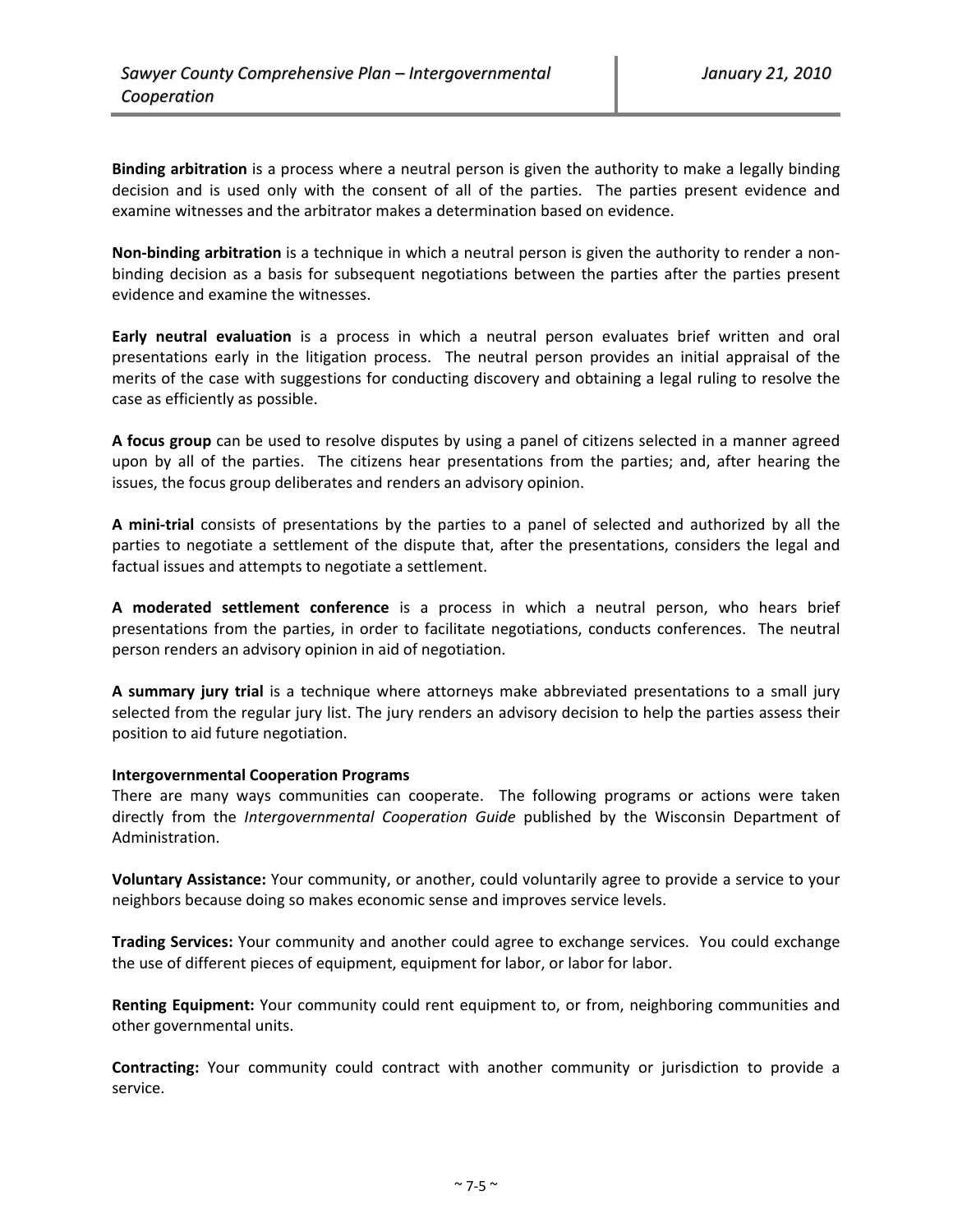**Binding arbitration** is a process where a neutral person is given the authority to make a legally binding decision and is used only with the consent of all of the parties. The parties present evidence and examine witnesses and the arbitrator makes a determination based on evidence.

**Non-binding arbitration** is a technique in which a neutral person is given the authority to render a non-binding decision as a basis for subsequent negotiations between the parties after the parties present evidence and examine the witnesses.

**Early neutral evaluation** is a process in which a neutral person evaluates brief written and oral presentations early in the litigation process. The neutral person provides an initial appraisal of the merits of the case with suggestions for conducting discovery and obtaining a legal ruling to resolve the case as efficiently as possible.

**A focus group** can be used to resolve disputes by using a panel of citizens selected in a manner agreed upon by all of the parties. The citizens hear presentations from the parties; and, after hearing the issues, the focus group deliberates and renders an advisory opinion.

**A mini-trial** consists of presentations by the parties to a panel of selected and authorized by all the parties to negotiate a settlement of the dispute that, after the presentations, considers the legal and factual issues and attempts to negotiate a settlement.

**A moderated settlement conference** is a process in which a neutral person, who hears brief presentations from the parties, in order to facilitate negotiations, conducts conferences. The neutral person renders an advisory opinion in aid of negotiation.

**A summary jury trial** is a technique where attorneys make abbreviated presentations to a small jury selected from the regular jury list. The jury renders an advisory decision to help the parties assess their position to aid future negotiation.

**Intergovernmental Cooperation Programs**

There are many ways communities can cooperate. The following programs or actions were taken directly from the *Intergovernmental Cooperation Guide* published by the Wisconsin Department of Administration.

**Voluntary Assistance:** Your community, or another, could voluntarily agree to provide a service to your neighbors because doing so makes economic sense and improves service levels.

**Trading Services:** Your community and another could agree to exchange services. You could exchange the use of different pieces of equipment, equipment for labor, or labor for labor.

**Renting Equipment:** Your community could rent equipment to, or from, neighboring communities and other governmental units.

**Contracting:** Your community could contract with another community or jurisdiction to provide a service.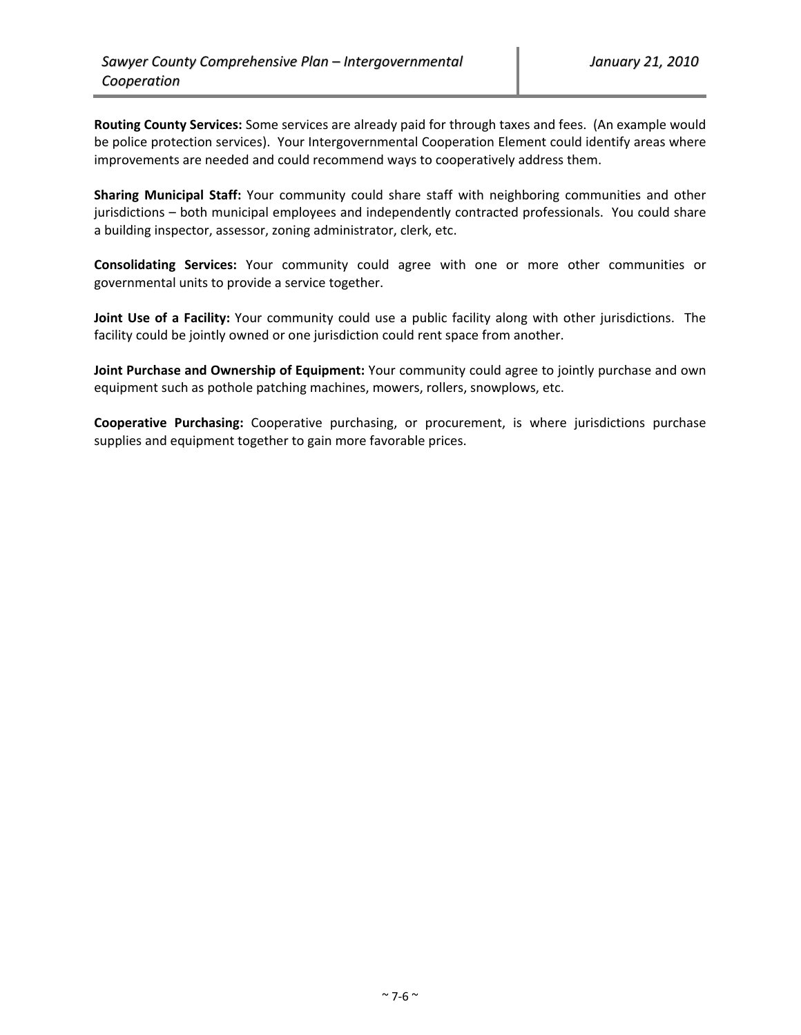**Routing County Services:** Some services are already paid for through taxes and fees. (An example would be police protection services). Your Intergovernmental Cooperation Element could identify areas where improvements are needed and could recommend ways to cooperatively address them.

**Sharing Municipal Staff:** Your community could share staff with neighboring communities and other jurisdictions – both municipal employees and independently contracted professionals. You could share a building inspector, assessor, zoning administrator, clerk, etc.

**Consolidating Services:** Your community could agree with one or more other communities or governmental units to provide a service together.

**Joint Use of a Facility:** Your community could use a public facility along with other jurisdictions. The facility could be jointly owned or one jurisdiction could rent space from another.

**Joint Purchase and Ownership of Equipment:** Your community could agree to jointly purchase and own equipment such as pothole patching machines, mowers, rollers, snowplows, etc.

**Cooperative Purchasing:** Cooperative purchasing, or procurement, is where jurisdictions purchase supplies and equipment together to gain more favorable prices.